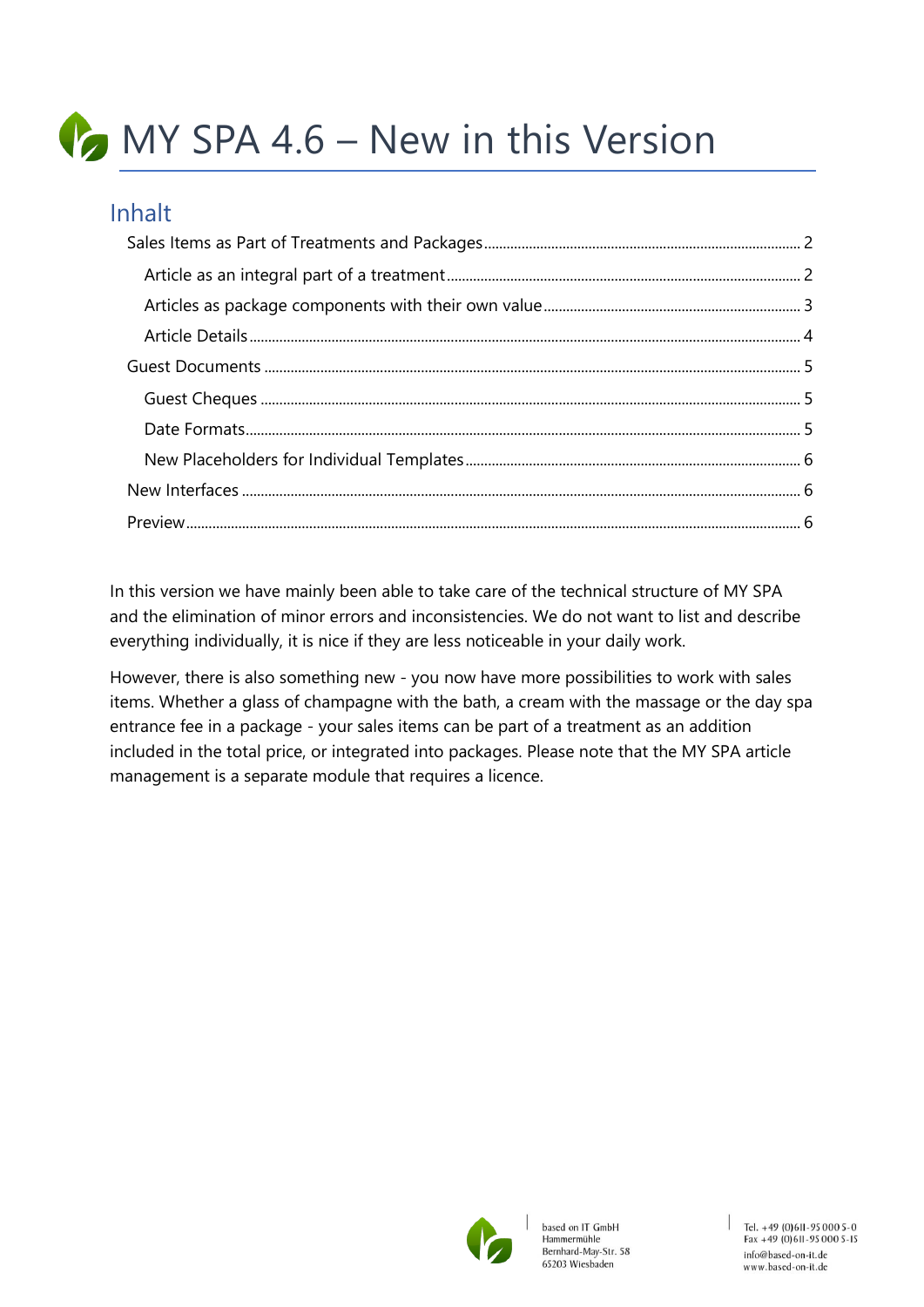# MY SPA 4.6 – New in this Version

## Inhalt

- Sales Items as Part of Treatments and Packages ........ 2
  - Article as an integral part of a treatment ........ 2
  - Articles as package components with their own value ........ 3
  - Article Details ........ 4
- Guest Documents ........ 5
  - Guest Cheques ........ 5
  - Date Formats ........ 5
  - New Placeholders for Individual Templates ........ 6
- New Interfaces ........ 6
- Preview ........ 6

In this version we have mainly been able to take care of the technical structure of MY SPA and the elimination of minor errors and inconsistencies. We do not want to list and describe everything individually, it is nice if they are less noticeable in your daily work.

However, there is also something new - you now have more possibilities to work with sales items. Whether a glass of champagne with the bath, a cream with the massage or the day spa entrance fee in a package - your sales items can be part of a treatment as an addition included in the total price, or integrated into packages. Please note that the MY SPA article management is a separate module that requires a licence.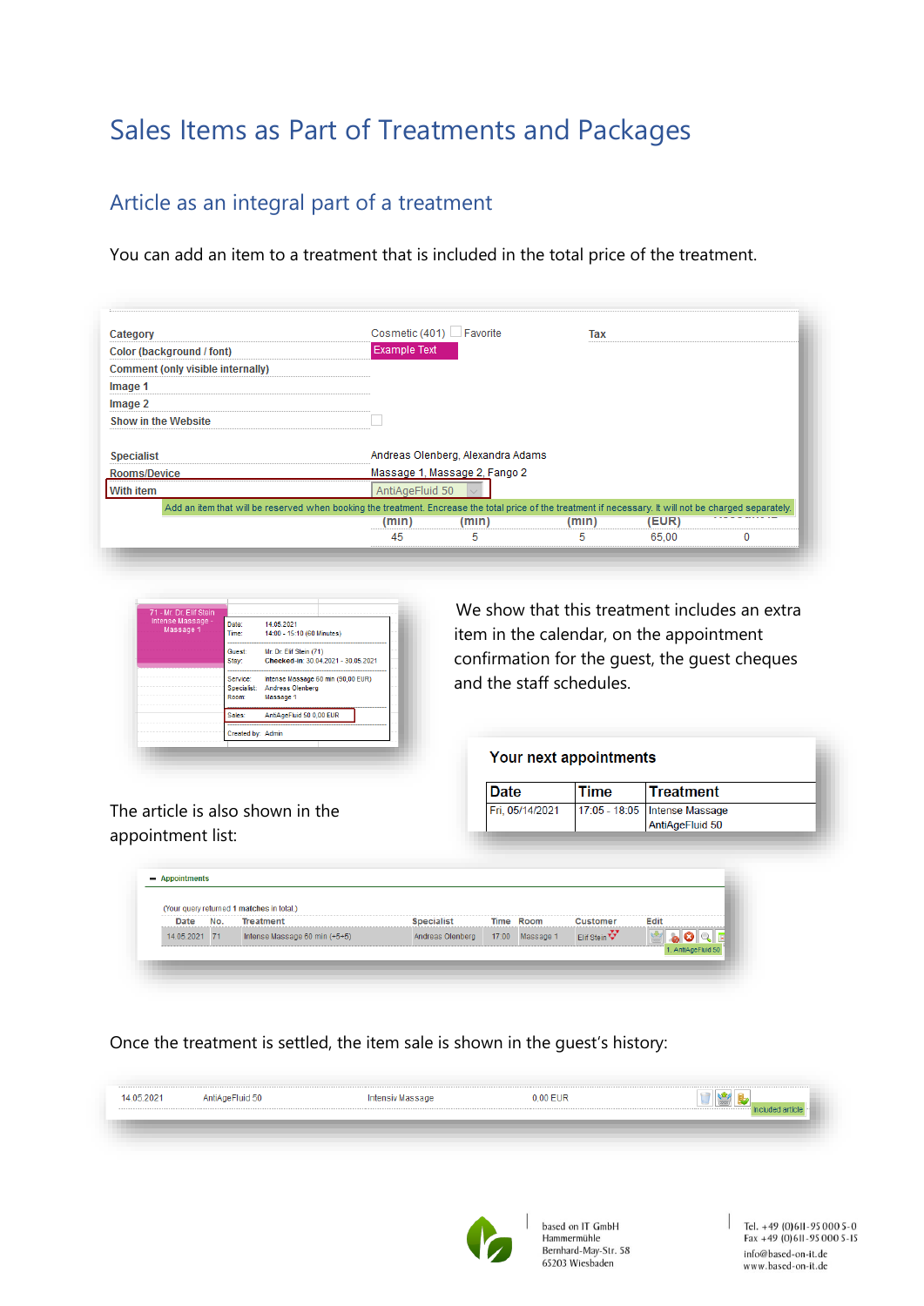# Sales Items as Part of Treatments and Packages

## Article as an integral part of a treatment

You can add an item to a treatment that is included in the total price of the treatment.

We show that this treatment includes an extra item in the calendar, on the appointment confirmation for the guest, the guest cheques and the staff schedules.

The article is also shown in the appointment list:

Once the treatment is settled, the item sale is shown in the guest's history: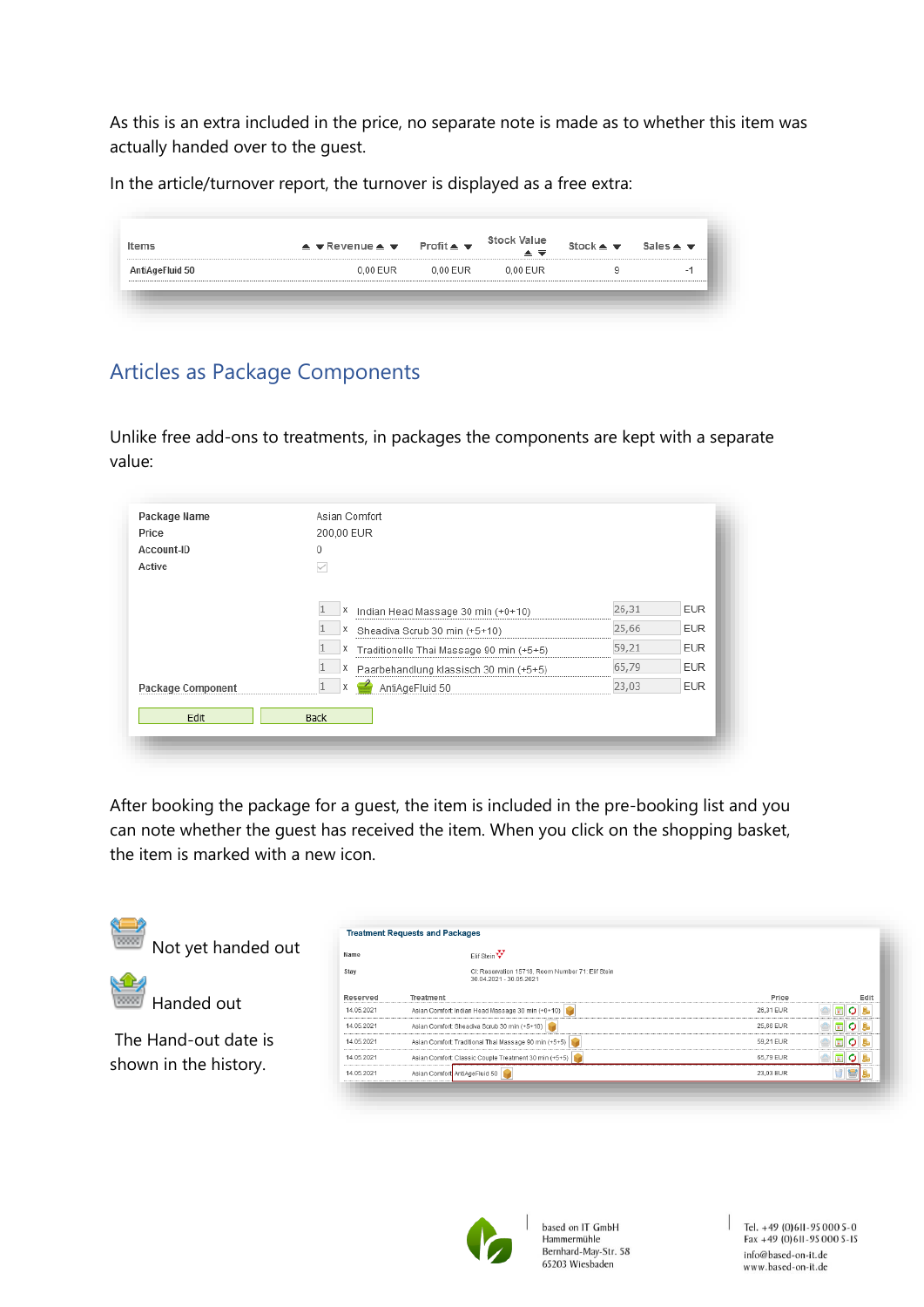As this is an extra included in the price, no separate note is made as to whether this item was actually handed over to the guest.

In the article/turnover report, the turnover is displayed as a free extra:

| Items | Revenue | Profit | Stock Value | Stock | Sales |
|---|---|---|---|---|---|
| AntiAgeFluid 50 | 0,00 EUR | 0,00 EUR | 0,00 EUR | 9 | -1 |

## Articles as Package Components

Unlike free add-ons to treatments, in packages the components are kept with a separate value:

| | | | | |
|---|---|---|---|---|
| Package Name | Asian Comfort | | | |
| Price | 200,00 EUR | | | |
| Account-ID | 0 | | | |
| Active | | | | |
| | 1 x | Indian Head Massage 30 min (+0+10) | 26,31 | EUR |
| | 1 x | Sheadiva Scrub 30 min (+5+10) | 25,66 | EUR |
| | 1 x | Traditionelle Thai Massage 90 min (+5+5) | 59,21 | EUR |
| | 1 x | Paarbehandlung klassisch 30 min (+5+5) | 65,79 | EUR |
| Package Component | 1 x | AntiAgeFluid 50 | 23,03 | EUR |

Edit | Back

After booking the package for a guest, the item is included in the pre-booking list and you can note whether the guest has received the item. When you click on the shopping basket, the item is marked with a new icon.

Not yet handed out

Handed out

The Hand-out date is shown in the history.

**Treatment Requests and Packages**

| | |
|---|---|
| Name | Elf Stein |
| Stay | CI: Reservation 15718, Room Number 71: Elf Stein 30.04.2021 - 30.05.2021 |

| Reserved | Treatment | Price |
|---|---|---|
| 14.05.2021 | Asian Comfort: Indian Head Massage 30 min (+0+10) | 26,31 EUR |
| 14.05.2021 | Asian Comfort: Sheadiva Scrub 30 min (+5+10) | 25,66 EUR |
| 14.05.2021 | Asian Comfort: Traditional Thai Massage 90 min (+5+5) | 59,21 EUR |
| 14.05.2021 | Asian Comfort: Classic Couple Treatment 30 min (+5+5) | 65,79 EUR |
| 14.05.2021 | Asian Comfort: AntiAgeFluid 50 | 23,03 EUR |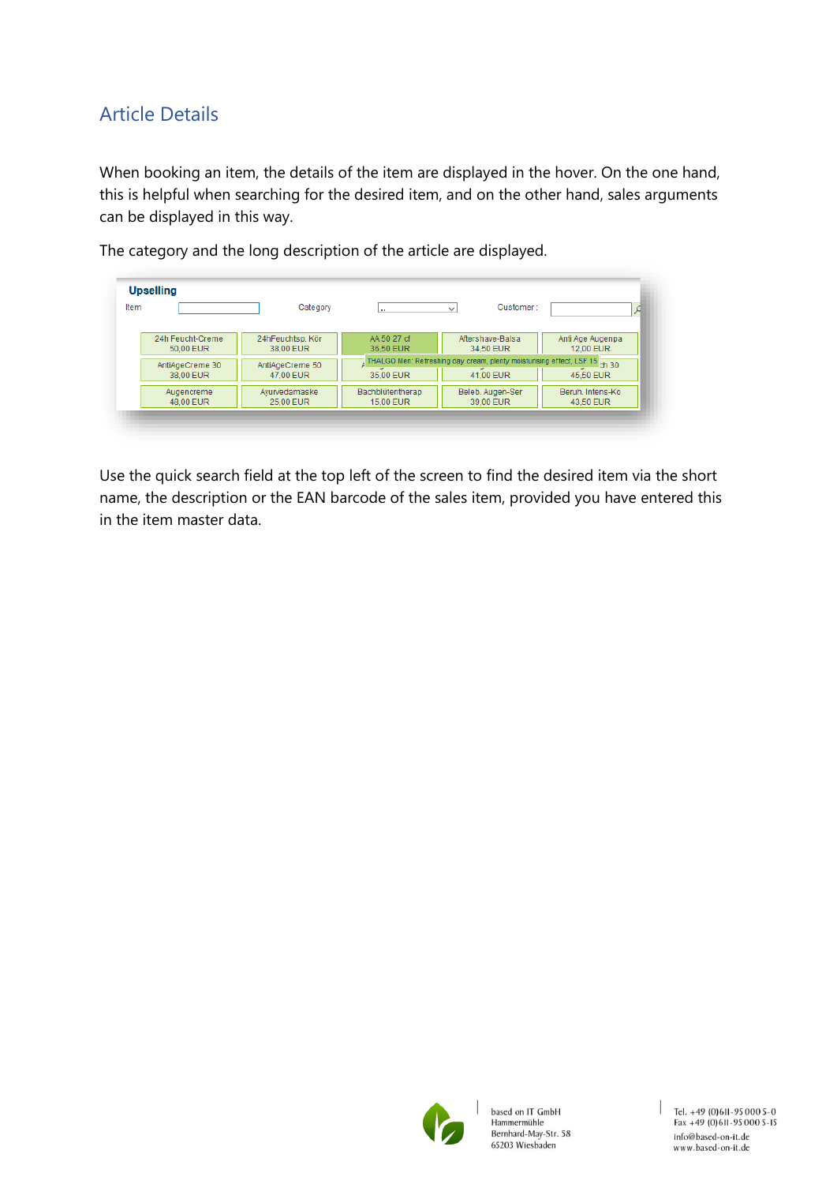## Article Details

When booking an item, the details of the item are displayed in the hover. On the one hand, this is helpful when searching for the desired item, and on the other hand, sales arguments can be displayed in this way.

The category and the long description of the article are displayed.

Use the quick search field at the top left of the screen to find the desired item via the short name, the description or the EAN barcode of the sales item, provided you have entered this in the item master data.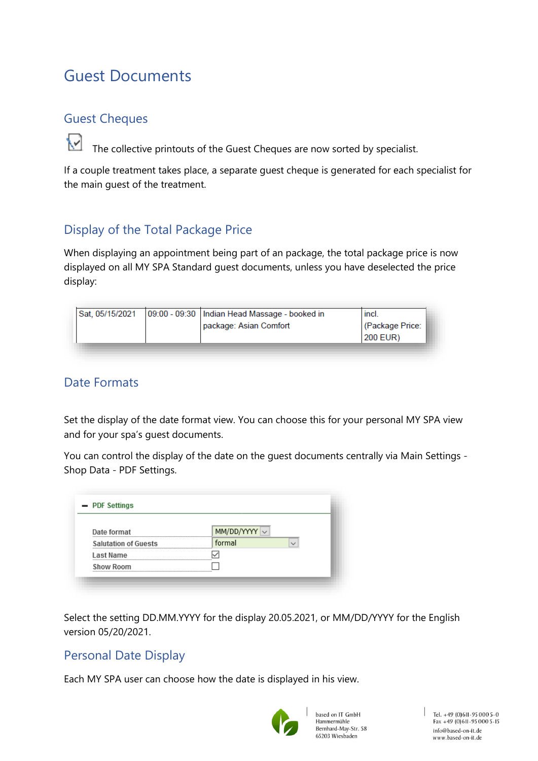# Guest Documents

## Guest Cheques

The collective printouts of the Guest Cheques are now sorted by specialist.

If a couple treatment takes place, a separate guest cheque is generated for each specialist for the main guest of the treatment.

## Display of the Total Package Price

When displaying an appointment being part of an package, the total package price is now displayed on all MY SPA Standard guest documents, unless you have deselected the price display:

| Sat, 05/15/2021 | 09:00 - 09:30 | Indian Head Massage - booked in package: Asian Comfort | incl. (Package Price: 200 EUR) |
|---|---|---|---|

## Date Formats

Set the display of the date format view. You can choose this for your personal MY SPA view and for your spa's guest documents.

You can control the display of the date on the guest documents centrally via Main Settings - Shop Data - PDF Settings.

**PDF Settings**

| Setting | Value |
|---|---|
| Date format | MM/DD/YYYY |
| Salutation of Guests | formal |
| Last Name | ☑ |
| Show Room | ☐ |

Select the setting DD.MM.YYYY for the display 20.05.2021, or MM/DD/YYYY for the English version 05/20/2021.

## Personal Date Display

Each MY SPA user can choose how the date is displayed in his view.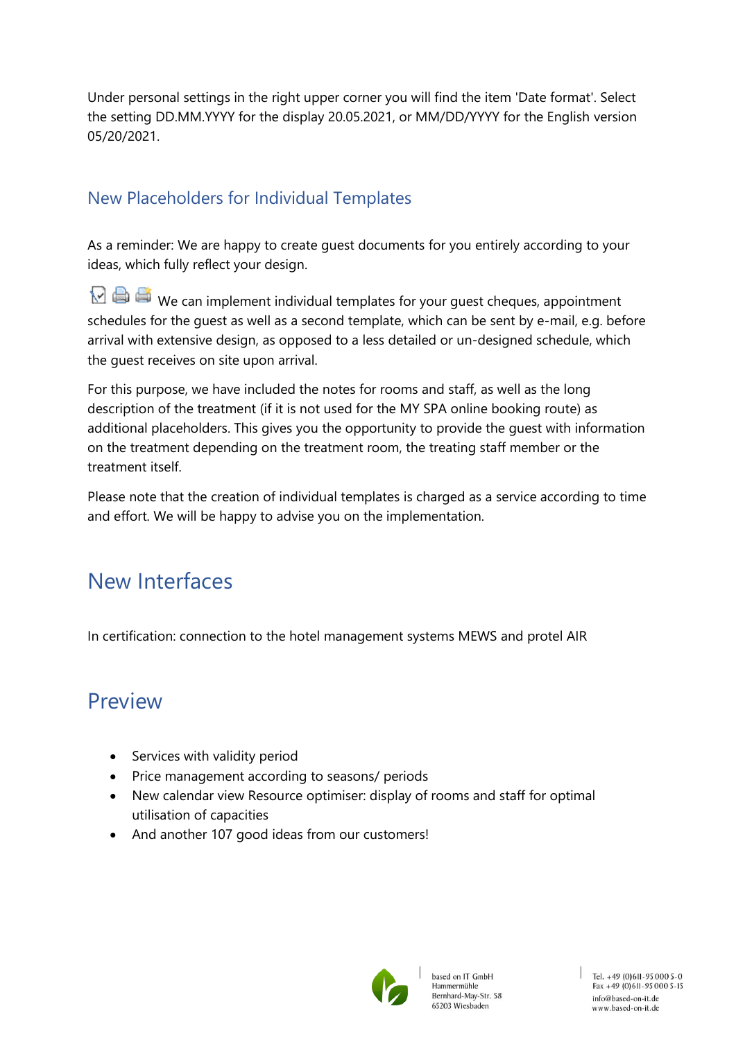Under personal settings in the right upper corner you will find the item 'Date format'. Select the setting DD.MM.YYYY for the display 20.05.2021, or MM/DD/YYYY for the English version 05/20/2021.

## New Placeholders for Individual Templates

As a reminder: We are happy to create guest documents for you entirely according to your ideas, which fully reflect your design.

We can implement individual templates for your guest cheques, appointment schedules for the guest as well as a second template, which can be sent by e-mail, e.g. before arrival with extensive design, as opposed to a less detailed or un-designed schedule, which the guest receives on site upon arrival.

For this purpose, we have included the notes for rooms and staff, as well as the long description of the treatment (if it is not used for the MY SPA online booking route) as additional placeholders. This gives you the opportunity to provide the guest with information on the treatment depending on the treatment room, the treating staff member or the treatment itself.

Please note that the creation of individual templates is charged as a service according to time and effort. We will be happy to advise you on the implementation.

# New Interfaces

In certification: connection to the hotel management systems MEWS and protel AIR

# Preview

- Services with validity period
- Price management according to seasons/ periods
- New calendar view Resource optimiser: display of rooms and staff for optimal utilisation of capacities
- And another 107 good ideas from our customers!

based on IT GmbH
Hammermühle
Bernhard-May-Str. 58
65203 Wiesbaden

Tel. +49 (0)611-95 000 5-0
Fax +49 (0)611-95 000 5-15
info@based-on-it.de
www.based-on-it.de